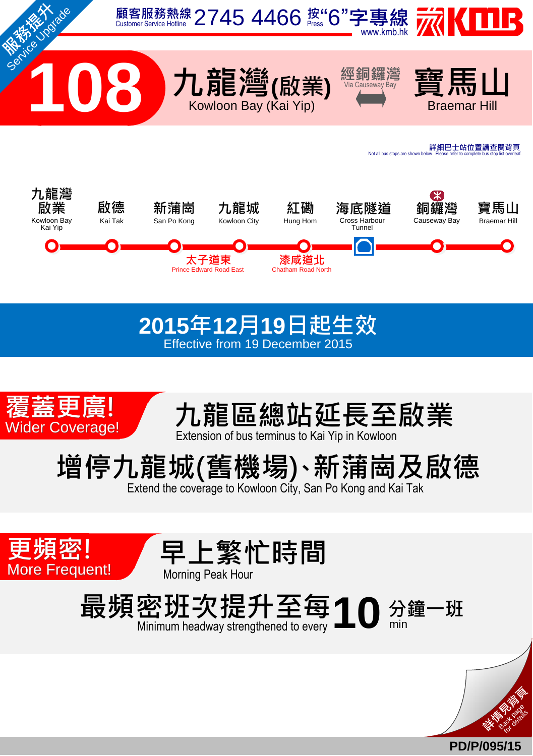服務提升 Service Upgrade

顧客服務熱線 Customer Service Hotline 2745 4466 按"6"字專線 Press www.kmb.hk

KMB

# 108 九龍灣(啟業) Kowloon Bay (Kai Yip) ⟷ 經銅鑼灣 Via Causeway Bay ⟷ 寶馬山 Braemar Hill

詳細巴士站位置請查閱背頁
Not all bus stops are shown below. Please refer to complete bus stop list overleaf.

九龍灣啟業 Kowloon Bay Kai Yip — 啟德 Kai Tak — 新蒲崗 San Po Kong — 太子道東 Prince Edward Road East — 九龍城 Kowloon City — 紅磡 Hung Hom — 漆咸道北 Chatham Road North — 海底隧道 Cross Harbour Tunnel — 銅鑼灣 Causeway Bay — 寶馬山 Braemar Hill

## 2015年12月19日起生效
Effective from 19 December 2015

## 覆蓋更廣! Wider Coverage!

### 九龍區總站延長至啟業
Extension of bus terminus to Kai Yip in Kowloon

### 增停九龍城(舊機場)、新蒲崗及啟德
Extend the coverage to Kowloon City, San Po Kong and Kai Tak

## 更頻密! More Frequent!

### 早上繁忙時間
Morning Peak Hour

### 最頻密班次提升至每 10 分鐘一班
Minimum headway strengthened to every 10 min

詳情見背頁 Back page for details

PD/P/095/15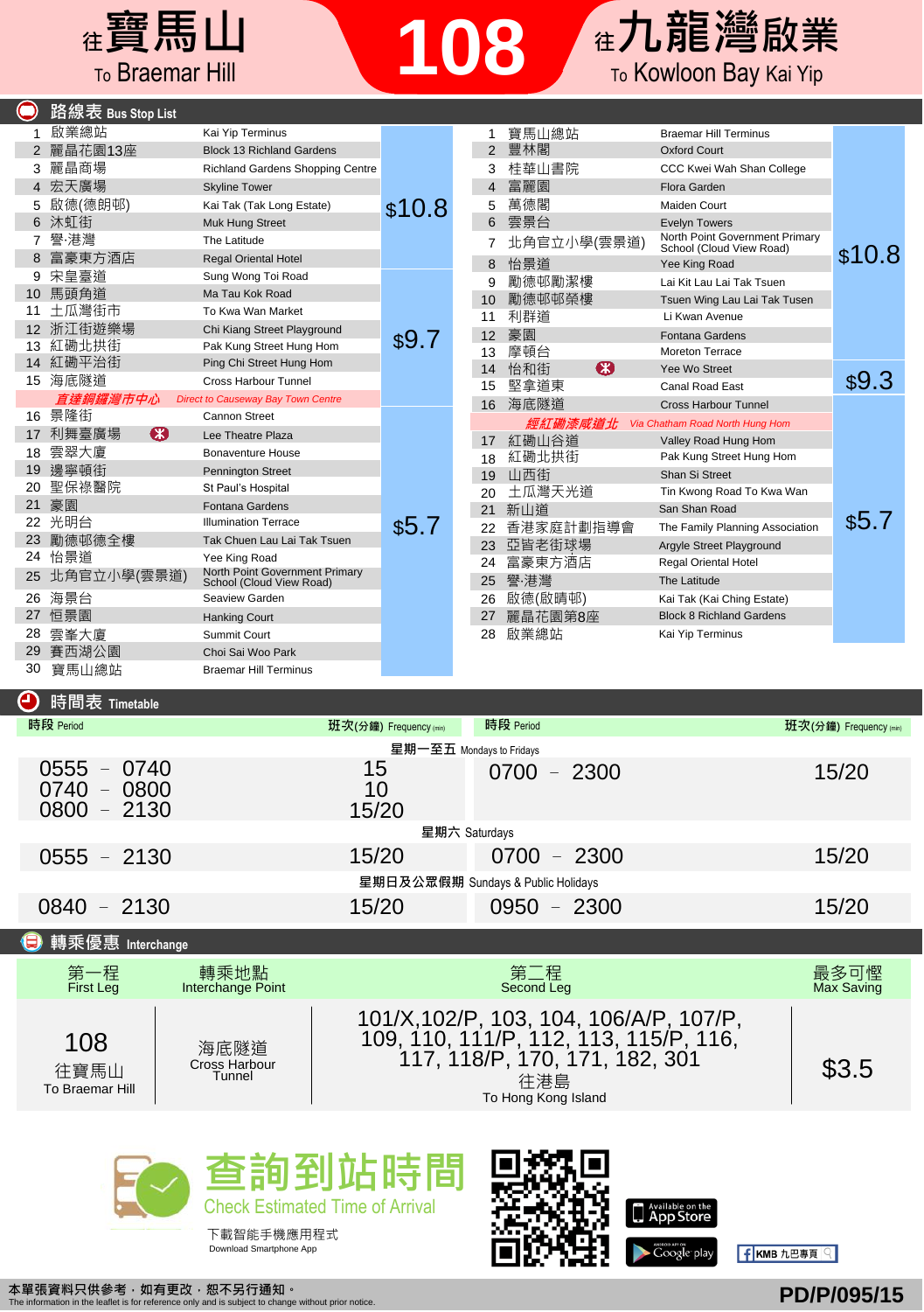# 108

往寶馬山 To Braemar Hill

往九龍灣啟業 To Kowloon Bay Kai Yip

## 路線表 Bus Stop List

### 往寶馬山 To Braemar Hill

| | 站名 | Stop | 車費 |
|---|---|---|---|
| 1 | 啟業總站 | Kai Yip Terminus | $10.8 |
| 2 | 麗晶花園13座 | Block 13 Richland Gardens | |
| 3 | 麗晶商場 | Richland Gardens Shopping Centre | |
| 4 | 宏天廣場 | Skyline Tower | |
| 5 | 啟德(德朗邨) | Kai Tak (Tak Long Estate) | |
| 6 | 沐虹街 | Muk Hung Street | |
| 7 | 譽·港灣 | The Latitude | |
| 8 | 富豪東方酒店 | Regal Oriental Hotel | |
| 9 | 宋皇臺道 | Sung Wong Toi Road | $9.7 |
| 10 | 馬頭角道 | Ma Tau Kok Road | |
| 11 | 土瓜灣街市 | To Kwa Wan Market | |
| 12 | 浙江街遊樂場 | Chi Kiang Street Playground | |
| 13 | 紅磡北拱街 | Pak Kung Street Hung Hom | |
| 14 | 紅磡平治街 | Ping Chi Street Hung Hom | |
| 15 | 海底隧道 | Cross Harbour Tunnel | |
| | *直達銅鑼灣市中心* | *Direct to Causeway Bay Town Centre* | |
| 16 | 景隆街 | Cannon Street | $5.7 |
| 17 | 利舞臺廣場 | Lee Theatre Plaza | |
| 18 | 雲翠大廈 | Bonaventure House | |
| 19 | 邊寧頓街 | Pennington Street | |
| 20 | 聖保祿醫院 | St Paul's Hospital | |
| 21 | 豪園 | Fontana Gardens | |
| 22 | 光明台 | Illumination Terrace | |
| 23 | 勵德邨德全樓 | Tak Chuen Lau Lai Tak Tsuen | |
| 24 | 怡景道 | Yee King Road | |
| 25 | 北角官立小學(雲景道) | North Point Government Primary School (Cloud View Road) | |
| 26 | 海景台 | Seaview Garden | |
| 27 | 恒景園 | Hanking Court | |
| 28 | 雲峯大廈 | Summit Court | |
| 29 | 賽西湖公園 | Choi Sai Woo Park | |
| 30 | 寶馬山總站 | Braemar Hill Terminus | |

### 往九龍灣啟業 To Kowloon Bay Kai Yip

| | 站名 | Stop | 車費 |
|---|---|---|---|
| 1 | 寶馬山總站 | Braemar Hill Terminus | $10.8 |
| 2 | 豐林閣 | Oxford Court | |
| 3 | 桂華山書院 | CCC Kwei Wah Shan College | |
| 4 | 富麗園 | Flora Garden | |
| 5 | 萬德閣 | Maiden Court | |
| 6 | 雲景台 | Evelyn Towers | |
| 7 | 北角官立小學(雲景道) | North Point Government Primary School (Cloud View Road) | |
| 8 | 怡景道 | Yee King Road | |
| 9 | 勵德邨勵潔樓 | Lai Kit Lau Lai Tak Tsuen | |
| 10 | 勵德邨榮樓 | Tsuen Wing Lau Lai Tak Tusen | |
| 11 | 利群道 | Li Kwan Avenue | |
| 12 | 豪園 | Fontana Gardens | |
| 13 | 摩頓台 | Moreton Terrace | |
| 14 | 怡和街 | Yee Wo Street | $9.3 |
| 15 | 堅拿道東 | Canal Road East | |
| 16 | 海底隧道 | Cross Harbour Tunnel | $5.7 |
| | *經紅磡漆咸道北* | *Via Chatham Road North Hung Hom* | |
| 17 | 紅磡山谷道 | Valley Road Hung Hom | |
| 18 | 紅磡北拱街 | Pak Kung Street Hung Hom | |
| 19 | 山西街 | Shan Si Street | |
| 20 | 土瓜灣天光道 | Tin Kwong Road To Kwa Wan | |
| 21 | 新山道 | San Shan Road | |
| 22 | 香港家庭計劃指導會 | The Family Planning Association | |
| 23 | 亞皆老街球場 | Argyle Street Playground | |
| 24 | 富豪東方酒店 | Regal Oriental Hotel | |
| 25 | 譽·港灣 | The Latitude | |
| 26 | 啟德(啟晴邨) | Kai Tak (Kai Ching Estate) | |
| 27 | 麗晶花園第8座 | Block 8 Richland Gardens | |
| 28 | 啟業總站 | Kai Yip Terminus | |

## 時間表 Timetable

| 時段 Period | 班次(分鐘) Frequency (min) | 時段 Period | 班次(分鐘) Frequency (min) |
|---|---|---|---|
| **星期一至五 Mondays to Fridays** | | | |
| 0555 - 0740 | 15 | 0700 - 2300 | 15/20 |
| 0740 - 0800 | 10 | | |
| 0800 - 2130 | 15/20 | | |
| **星期六 Saturdays** | | | |
| 0555 - 2130 | 15/20 | 0700 - 2300 | 15/20 |
| **星期日及公眾假期 Sundays & Public Holidays** | | | |
| 0840 - 2130 | 15/20 | 0950 - 2300 | 15/20 |

## 轉乘優惠 Interchange

| 第一程 First Leg | 轉乘地點 Interchange Point | 第二程 Second Leg | 最多可慳 Max Saving |
|---|---|---|---|
| 108 往寶馬山 To Braemar Hill | 海底隧道 Cross Harbour Tunnel | 101/X,102/P, 103, 104, 106/A/P, 107/P, 109, 110, 111/P, 112, 113, 115/P, 116, 117, 118/P, 170, 171, 182, 301 往港島 To Hong Kong Island | $3.5 |

**查詢到站時間 Check Estimated Time of Arrival**

下載智能手機應用程式 Download Smartphone App

Available on the App Store

Google play

KMB 九巴專頁

**本單張資料只供參考，如有更改，恕不另行通知。**
The information in the leaflet is for reference only and is subject to change without prior notice.

**PD/P/095/15**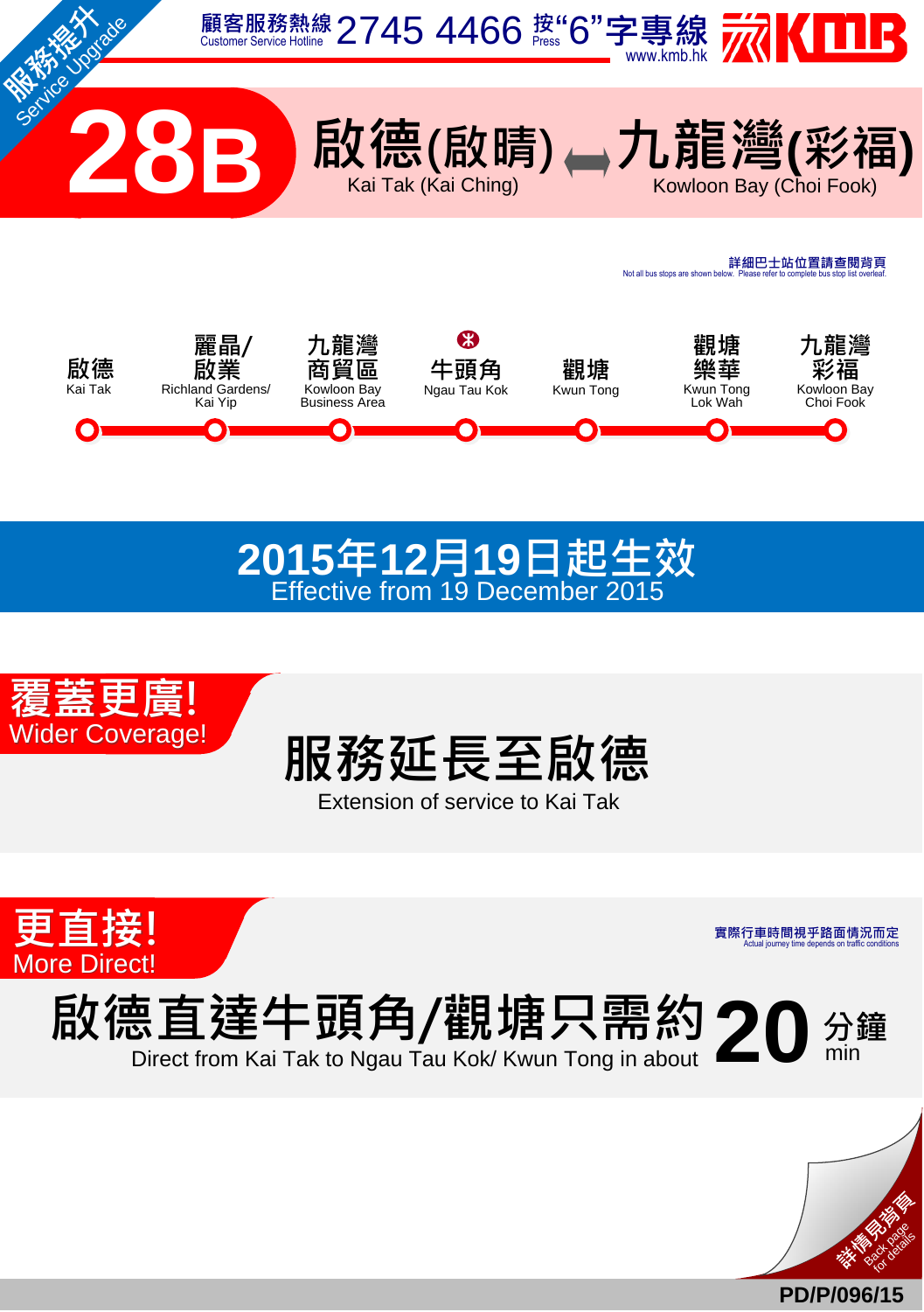服務提升 Service Upgrade

顧客服務熱線 Customer Service Hotline 2745 4466 按"6"字專線 Press www.kmb.hk KMB

# 28B 啟德(啟晴) ⟷ 九龍灣(彩福)

Kai Tak (Kai Ching) ⟷ Kowloon Bay (Choi Fook)

詳細巴士站位置請查閱背頁
Not all bus stops are shown below. Please refer to complete bus stop list overleaf.

啟德 Kai Tak → 麗晶/啟業 Richland Gardens/Kai Yip → 九龍灣商貿區 Kowloon Bay Business Area → 牛頭角 Ngau Tau Kok → 觀塘 Kwun Tong → 觀塘樂華 Kwun Tong Lok Wah → 九龍灣彩福 Kowloon Bay Choi Fook

## 2015年12月19日起生效
Effective from 19 December 2015

**覆蓋更廣! Wider Coverage!**

## 服務延長至啟德
Extension of service to Kai Tak

**更直接! More Direct!**

實際行車時間視乎路面情況而定
Actual journey time depends on traffic conditions

## 啟德直達牛頭角/觀塘只需約 20 分鐘
Direct from Kai Tak to Ngau Tau Kok/ Kwun Tong in about 20 min

詳情見背頁 Back page for details

PD/P/096/15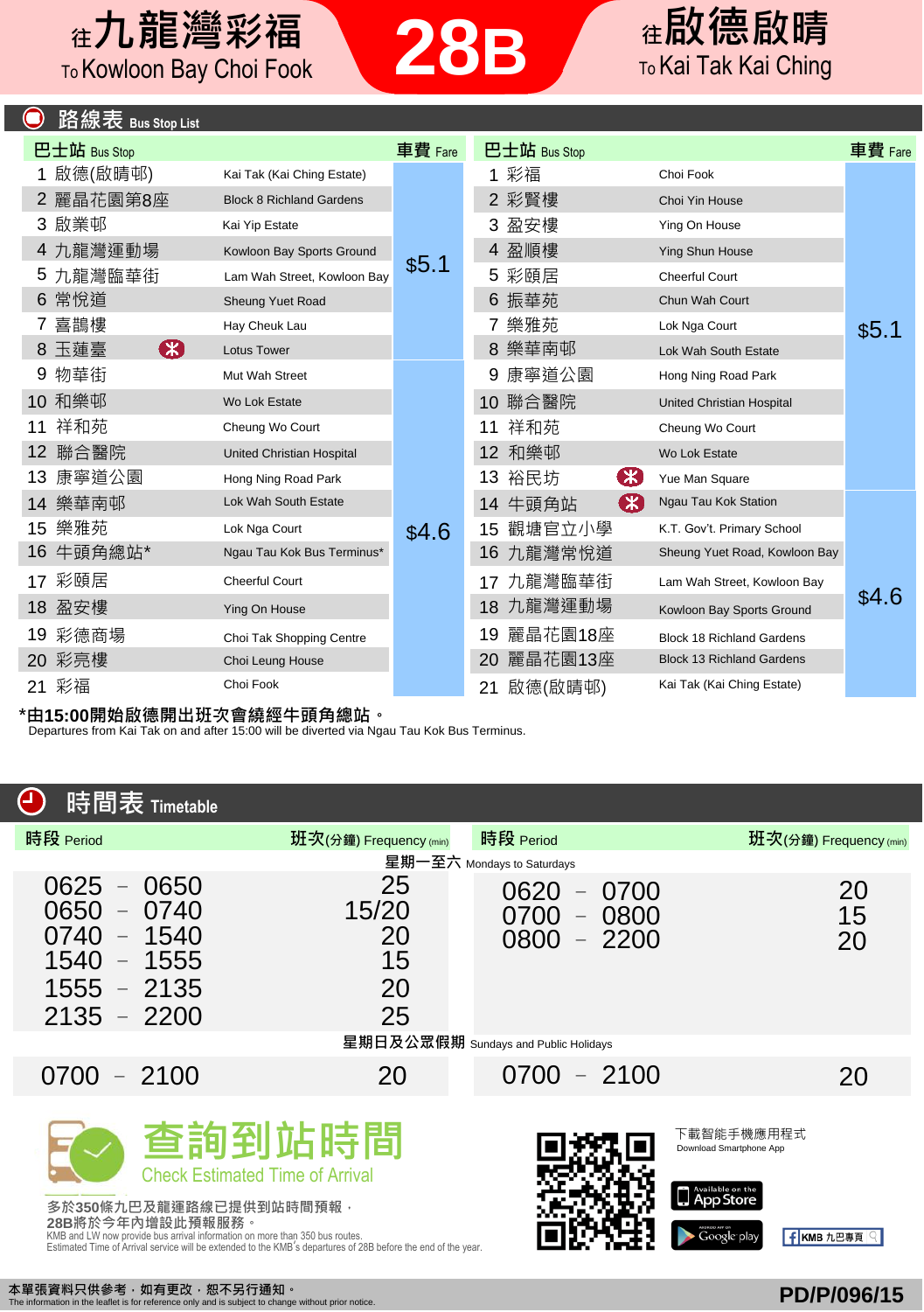# 28B

往九龍灣彩福 To Kowloon Bay Choi Fook

往啟德啟晴 To Kai Tak Kai Ching

## 路線表 Bus Stop List

| 巴士站 Bus Stop | | 車費 Fare |
|---|---|---|
| 1 啟德(啟晴邨) | Kai Tak (Kai Ching Estate) | $5.1 |
| 2 麗晶花園第8座 | Block 8 Richland Gardens | $5.1 |
| 3 啟業邨 | Kai Yip Estate | $5.1 |
| 4 九龍灣運動場 | Kowloon Bay Sports Ground | $5.1 |
| 5 九龍灣臨華街 | Lam Wah Street, Kowloon Bay | $5.1 |
| 6 常悅道 | Sheung Yuet Road | $5.1 |
| 7 喜鵲樓 | Hay Cheuk Lau | $5.1 |
| 8 玉蓮臺 | Lotus Tower | $5.1 |
| 9 物華街 | Mut Wah Street | $4.6 |
| 10 和樂邨 | Wo Lok Estate | $4.6 |
| 11 祥和苑 | Cheung Wo Court | $4.6 |
| 12 聯合醫院 | United Christian Hospital | $4.6 |
| 13 康寧道公園 | Hong Ning Road Park | $4.6 |
| 14 樂華南邨 | Lok Wah South Estate | $4.6 |
| 15 樂雅苑 | Lok Nga Court | $4.6 |
| 16 牛頭角總站* | Ngau Tau Kok Bus Terminus* | $4.6 |
| 17 彩頤居 | Cheerful Court | $4.6 |
| 18 盈安樓 | Ying On House | $4.6 |
| 19 彩德商場 | Choi Tak Shopping Centre | $4.6 |
| 20 彩亮樓 | Choi Leung House | $4.6 |
| 21 彩福 | Choi Fook | $4.6 |

| 巴士站 Bus Stop | | 車費 Fare |
|---|---|---|
| 1 彩福 | Choi Fook | $5.1 |
| 2 彩賢樓 | Choi Yin House | $5.1 |
| 3 盈安樓 | Ying On House | $5.1 |
| 4 盈順樓 | Ying Shun House | $5.1 |
| 5 彩頤居 | Cheerful Court | $5.1 |
| 6 振華苑 | Chun Wah Court | $5.1 |
| 7 樂雅苑 | Lok Nga Court | $5.1 |
| 8 樂華南邨 | Lok Wah South Estate | $5.1 |
| 9 康寧道公園 | Hong Ning Road Park | $5.1 |
| 10 聯合醫院 | United Christian Hospital | $5.1 |
| 11 祥和苑 | Cheung Wo Court | $5.1 |
| 12 和樂邨 | Wo Lok Estate | $5.1 |
| 13 裕民坊 | Yue Man Square | $5.1 |
| 14 牛頭角站 | Ngau Tau Kok Station | $4.6 |
| 15 觀塘官立小學 | K.T. Gov't. Primary School | $4.6 |
| 16 九龍灣常悅道 | Sheung Yuet Road, Kowloon Bay | $4.6 |
| 17 九龍灣臨華街 | Lam Wah Street, Kowloon Bay | $4.6 |
| 18 九龍灣運動場 | Kowloon Bay Sports Ground | $4.6 |
| 19 麗晶花園18座 | Block 18 Richland Gardens | $4.6 |
| 20 麗晶花園13座 | Block 13 Richland Gardens | $4.6 |
| 21 啟德(啟晴邨) | Kai Tak (Kai Ching Estate) | $4.6 |

**\*由15:00開始啟德開出班次會繞經牛頭角總站。**
Departures from Kai Tak on and after 15:00 will be diverted via Ngau Tau Kok Bus Terminus.

## 時間表 Timetable

**星期一至六 Mondays to Saturdays**

| 時段 Period | 班次(分鐘) Frequency (min) |
|---|---|
| 0625 – 0650 | 25 |
| 0650 – 0740 | 15/20 |
| 0740 – 1540 | 20 |
| 1540 – 1555 | 15 |
| 1555 – 2135 | 20 |
| 2135 – 2200 | 25 |

| 時段 Period | 班次(分鐘) Frequency (min) |
|---|---|
| 0620 – 0700 | 20 |
| 0700 – 0800 | 15 |
| 0800 – 2200 | 20 |

**星期日及公眾假期 Sundays and Public Holidays**

| 時段 Period | 班次(分鐘) Frequency (min) |
|---|---|
| 0700 – 2100 | 20 |

| 時段 Period | 班次(分鐘) Frequency (min) |
|---|---|
| 0700 – 2100 | 20 |

## 查詢到站時間 Check Estimated Time of Arrival

多於350條九巴及龍運路線已提供到站時間預報，
28B將於今年內增設此預報服務。
KMB and LW now provide bus arrival information on more than 350 bus routes.
Estimated Time of Arrival service will be extended to the KMB's departures of 28B before the end of the year.

下載智能手機應用程式
Download Smartphone App

Available on the App Store

Google play

KMB 九巴專頁

本單張資料只供參考，如有更改，恕不另行通知。
The information in the leaflet is for reference only and is subject to change without prior notice.

PD/P/096/15